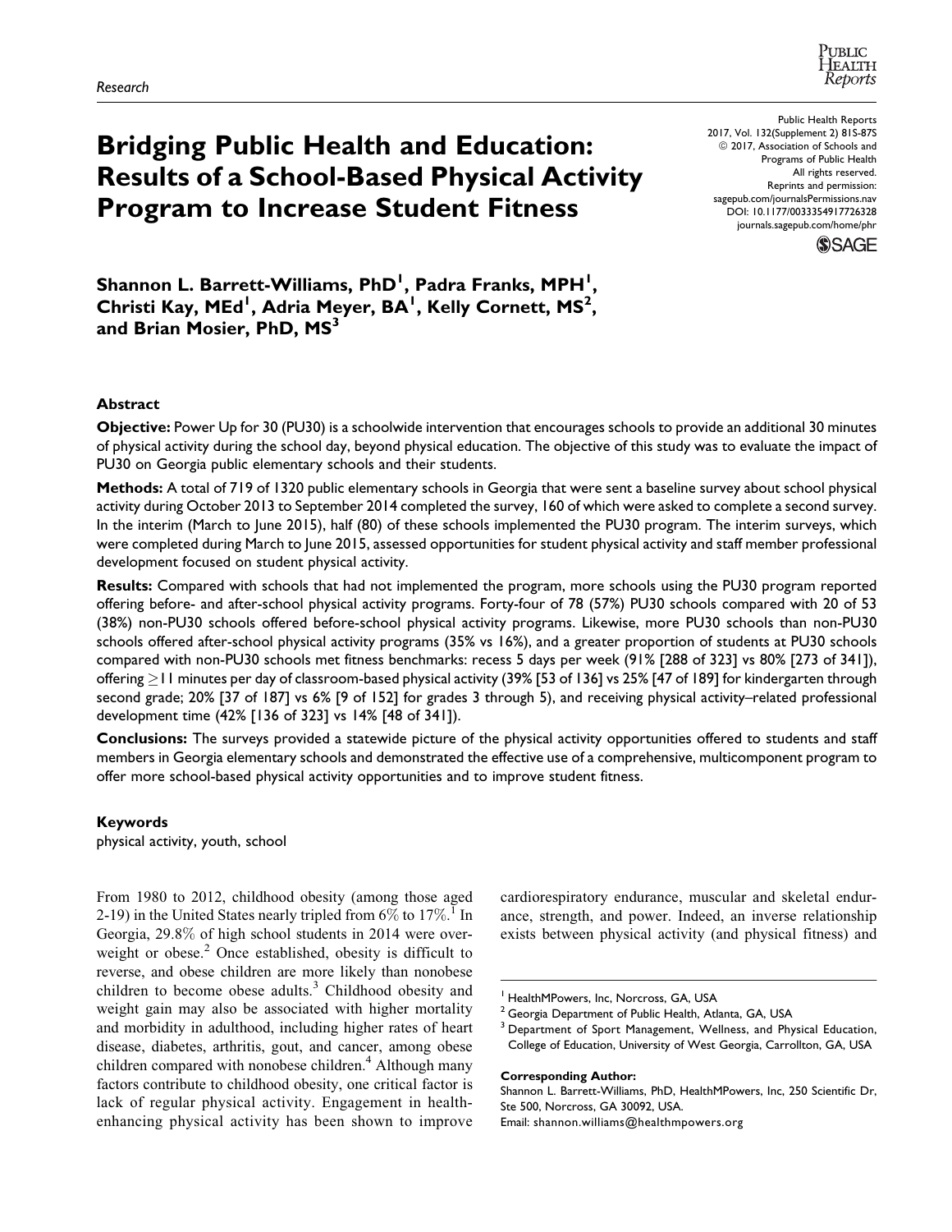Research

# Bridging Public Health and Education: Results of a School-Based Physical Activity Program to Increase Student Fitness

Public Health Reports
2017, Vol. 132(Supplement 2) 81S-87S
© 2017, Association of Schools and Programs of Public Health
All rights reserved.
Reprints and permission: sagepub.com/journalsPermissions.nav
DOI: 10.1177/0033354917726328
journals.sagepub.com/home/phr

**Shannon L. Barrett-Williams, PhD[1], Padra Franks, MPH[1], Christi Kay, MEd[1], Adria Meyer, BA[1], Kelly Cornett, MS[2], and Brian Mosier, PhD, MS[3]**

## Abstract

**Objective:** Power Up for 30 (PU30) is a schoolwide intervention that encourages schools to provide an additional 30 minutes of physical activity during the school day, beyond physical education. The objective of this study was to evaluate the impact of PU30 on Georgia public elementary schools and their students.

**Methods:** A total of 719 of 1320 public elementary schools in Georgia that were sent a baseline survey about school physical activity during October 2013 to September 2014 completed the survey, 160 of which were asked to complete a second survey. In the interim (March to June 2015), half (80) of these schools implemented the PU30 program. The interim surveys, which were completed during March to June 2015, assessed opportunities for student physical activity and staff member professional development focused on student physical activity.

**Results:** Compared with schools that had not implemented the program, more schools using the PU30 program reported offering before- and after-school physical activity programs. Forty-four of 78 (57%) PU30 schools compared with 20 of 53 (38%) non-PU30 schools offered before-school physical activity programs. Likewise, more PU30 schools than non-PU30 schools offered after-school physical activity programs (35% vs 16%), and a greater proportion of students at PU30 schools compared with non-PU30 schools met fitness benchmarks: recess 5 days per week (91% [288 of 323] vs 80% [273 of 341]), offering ≥11 minutes per day of classroom-based physical activity (39% [53 of 136] vs 25% [47 of 189] for kindergarten through second grade; 20% [37 of 187] vs 6% [9 of 152] for grades 3 through 5), and receiving physical activity–related professional development time (42% [136 of 323] vs 14% [48 of 341]).

**Conclusions:** The surveys provided a statewide picture of the physical activity opportunities offered to students and staff members in Georgia elementary schools and demonstrated the effective use of a comprehensive, multicomponent program to offer more school-based physical activity opportunities and to improve student fitness.

### Keywords

physical activity, youth, school

From 1980 to 2012, childhood obesity (among those aged 2-19) in the United States nearly tripled from 6% to 17%.[1] In Georgia, 29.8% of high school students in 2014 were overweight or obese.[2] Once established, obesity is difficult to reverse, and obese children are more likely than nonobese children to become obese adults.[3] Childhood obesity and weight gain may also be associated with higher mortality and morbidity in adulthood, including higher rates of heart disease, diabetes, arthritis, gout, and cancer, among obese children compared with nonobese children.[4] Although many factors contribute to childhood obesity, one critical factor is lack of regular physical activity. Engagement in health-enhancing physical activity has been shown to improve cardiorespiratory endurance, muscular and skeletal endurance, strength, and power. Indeed, an inverse relationship exists between physical activity (and physical fitness) and

[1] HealthMPowers, Inc, Norcross, GA, USA
[2] Georgia Department of Public Health, Atlanta, GA, USA
[3] Department of Sport Management, Wellness, and Physical Education, College of Education, University of West Georgia, Carrollton, GA, USA

**Corresponding Author:**
Shannon L. Barrett-Williams, PhD, HealthMPowers, Inc, 250 Scientific Dr, Ste 500, Norcross, GA 30092, USA.
Email: shannon.williams@healthmpowers.org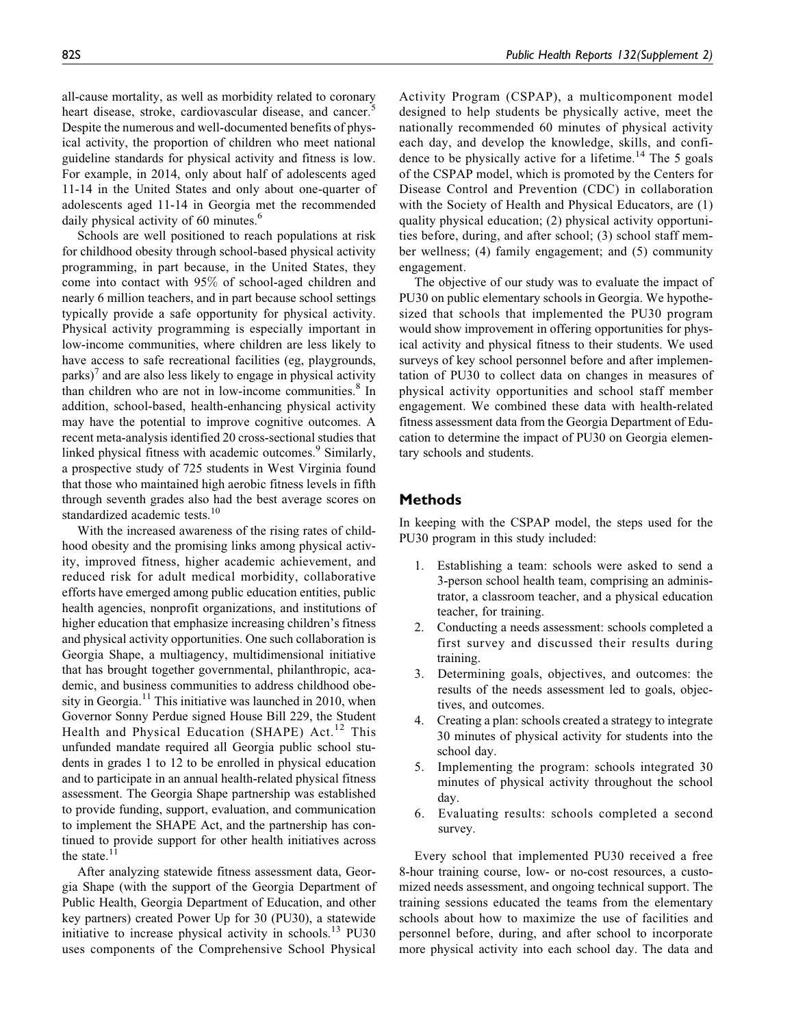all-cause mortality, as well as morbidity related to coronary heart disease, stroke, cardiovascular disease, and cancer.[5] Despite the numerous and well-documented benefits of physical activity, the proportion of children who meet national guideline standards for physical activity and fitness is low. For example, in 2014, only about half of adolescents aged 11-14 in the United States and only about one-quarter of adolescents aged 11-14 in Georgia met the recommended daily physical activity of 60 minutes.[6]

Schools are well positioned to reach populations at risk for childhood obesity through school-based physical activity programming, in part because, in the United States, they come into contact with 95% of school-aged children and nearly 6 million teachers, and in part because school settings typically provide a safe opportunity for physical activity. Physical activity programming is especially important in low-income communities, where children are less likely to have access to safe recreational facilities (eg, playgrounds, parks)[7] and are also less likely to engage in physical activity than children who are not in low-income communities.[8] In addition, school-based, health-enhancing physical activity may have the potential to improve cognitive outcomes. A recent meta-analysis identified 20 cross-sectional studies that linked physical fitness with academic outcomes.[9] Similarly, a prospective study of 725 students in West Virginia found that those who maintained high aerobic fitness levels in fifth through seventh grades also had the best average scores on standardized academic tests.[10]

With the increased awareness of the rising rates of childhood obesity and the promising links among physical activity, improved fitness, higher academic achievement, and reduced risk for adult medical morbidity, collaborative efforts have emerged among public education entities, public health agencies, nonprofit organizations, and institutions of higher education that emphasize increasing children's fitness and physical activity opportunities. One such collaboration is Georgia Shape, a multiagency, multidimensional initiative that has brought together governmental, philanthropic, academic, and business communities to address childhood obesity in Georgia.[11] This initiative was launched in 2010, when Governor Sonny Perdue signed House Bill 229, the Student Health and Physical Education (SHAPE) Act.[12] This unfunded mandate required all Georgia public school students in grades 1 to 12 to be enrolled in physical education and to participate in an annual health-related physical fitness assessment. The Georgia Shape partnership was established to provide funding, support, evaluation, and communication to implement the SHAPE Act, and the partnership has continued to provide support for other health initiatives across the state.[11]

After analyzing statewide fitness assessment data, Georgia Shape (with the support of the Georgia Department of Public Health, Georgia Department of Education, and other key partners) created Power Up for 30 (PU30), a statewide initiative to increase physical activity in schools.[13] PU30 uses components of the Comprehensive School Physical Activity Program (CSPAP), a multicomponent model designed to help students be physically active, meet the nationally recommended 60 minutes of physical activity each day, and develop the knowledge, skills, and confidence to be physically active for a lifetime.[14] The 5 goals of the CSPAP model, which is promoted by the Centers for Disease Control and Prevention (CDC) in collaboration with the Society of Health and Physical Educators, are (1) quality physical education; (2) physical activity opportunities before, during, and after school; (3) school staff member wellness; (4) family engagement; and (5) community engagement.

The objective of our study was to evaluate the impact of PU30 on public elementary schools in Georgia. We hypothesized that schools that implemented the PU30 program would show improvement in offering opportunities for physical activity and physical fitness to their students. We used surveys of key school personnel before and after implementation of PU30 to collect data on changes in measures of physical activity opportunities and school staff member engagement. We combined these data with health-related fitness assessment data from the Georgia Department of Education to determine the impact of PU30 on Georgia elementary schools and students.

## Methods

In keeping with the CSPAP model, the steps used for the PU30 program in this study included:

1. Establishing a team: schools were asked to send a 3-person school health team, comprising an administrator, a classroom teacher, and a physical education teacher, for training.
2. Conducting a needs assessment: schools completed a first survey and discussed their results during training.
3. Determining goals, objectives, and outcomes: the results of the needs assessment led to goals, objectives, and outcomes.
4. Creating a plan: schools created a strategy to integrate 30 minutes of physical activity for students into the school day.
5. Implementing the program: schools integrated 30 minutes of physical activity throughout the school day.
6. Evaluating results: schools completed a second survey.

Every school that implemented PU30 received a free 8-hour training course, low- or no-cost resources, a customized needs assessment, and ongoing technical support. The training sessions educated the teams from the elementary schools about how to maximize the use of facilities and personnel before, during, and after school to incorporate more physical activity into each school day. The data and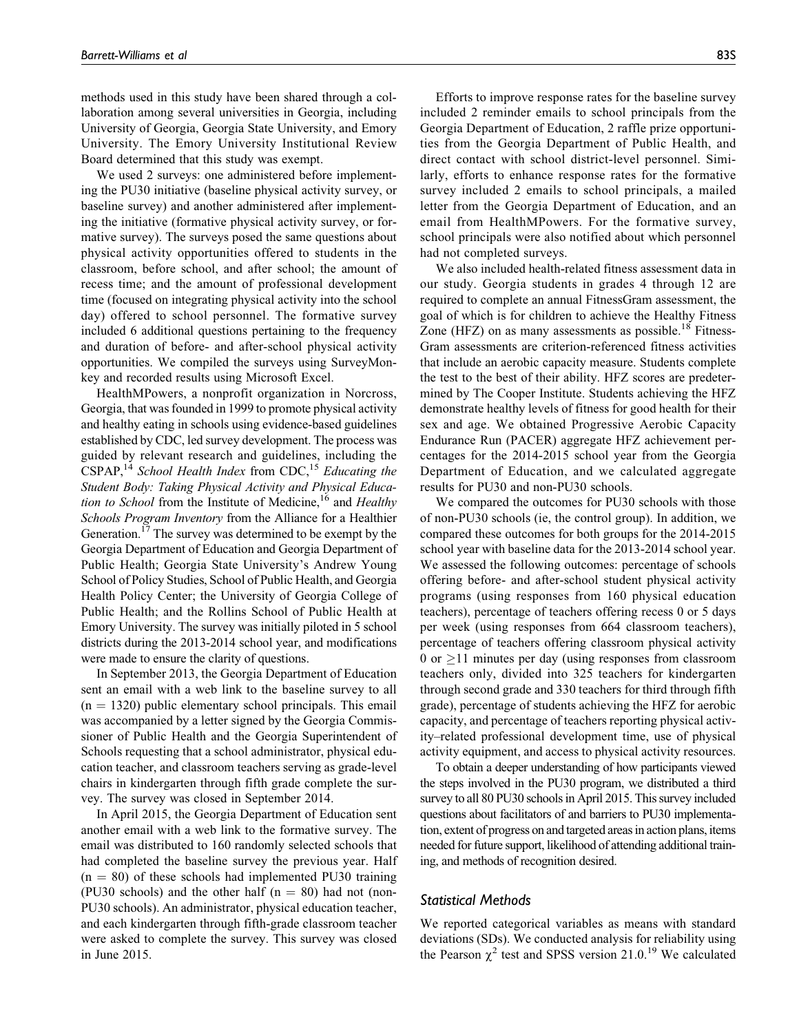methods used in this study have been shared through a collaboration among several universities in Georgia, including University of Georgia, Georgia State University, and Emory University. The Emory University Institutional Review Board determined that this study was exempt.

We used 2 surveys: one administered before implementing the PU30 initiative (baseline physical activity survey, or baseline survey) and another administered after implementing the initiative (formative physical activity survey, or formative survey). The surveys posed the same questions about physical activity opportunities offered to students in the classroom, before school, and after school; the amount of recess time; and the amount of professional development time (focused on integrating physical activity into the school day) offered to school personnel. The formative survey included 6 additional questions pertaining to the frequency and duration of before- and after-school physical activity opportunities. We compiled the surveys using SurveyMonkey and recorded results using Microsoft Excel.

HealthMPowers, a nonprofit organization in Norcross, Georgia, that was founded in 1999 to promote physical activity and healthy eating in schools using evidence-based guidelines established by CDC, led survey development. The process was guided by relevant research and guidelines, including the CSPAP,[14] *School Health Index* from CDC,[15] *Educating the Student Body: Taking Physical Activity and Physical Education to School* from the Institute of Medicine,[16] and *Healthy Schools Program Inventory* from the Alliance for a Healthier Generation.[17] The survey was determined to be exempt by the Georgia Department of Education and Georgia Department of Public Health; Georgia State University's Andrew Young School of Policy Studies, School of Public Health, and Georgia Health Policy Center; the University of Georgia College of Public Health; and the Rollins School of Public Health at Emory University. The survey was initially piloted in 5 school districts during the 2013-2014 school year, and modifications were made to ensure the clarity of questions.

In September 2013, the Georgia Department of Education sent an email with a web link to the baseline survey to all ($n = 1320$) public elementary school principals. This email was accompanied by a letter signed by the Georgia Commissioner of Public Health and the Georgia Superintendent of Schools requesting that a school administrator, physical education teacher, and classroom teachers serving as grade-level chairs in kindergarten through fifth grade complete the survey. The survey was closed in September 2014.

In April 2015, the Georgia Department of Education sent another email with a web link to the formative survey. The email was distributed to 160 randomly selected schools that had completed the baseline survey the previous year. Half ($n = 80$) of these schools had implemented PU30 training (PU30 schools) and the other half ($n = 80$) had not (non-PU30 schools). An administrator, physical education teacher, and each kindergarten through fifth-grade classroom teacher were asked to complete the survey. This survey was closed in June 2015.

Efforts to improve response rates for the baseline survey included 2 reminder emails to school principals from the Georgia Department of Education, 2 raffle prize opportunities from the Georgia Department of Public Health, and direct contact with school district-level personnel. Similarly, efforts to enhance response rates for the formative survey included 2 emails to school principals, a mailed letter from the Georgia Department of Education, and an email from HealthMPowers. For the formative survey, school principals were also notified about which personnel had not completed surveys.

We also included health-related fitness assessment data in our study. Georgia students in grades 4 through 12 are required to complete an annual FitnessGram assessment, the goal of which is for children to achieve the Healthy Fitness Zone (HFZ) on as many assessments as possible.[18] FitnessGram assessments are criterion-referenced fitness activities that include an aerobic capacity measure. Students complete the test to the best of their ability. HFZ scores are predetermined by The Cooper Institute. Students achieving the HFZ demonstrate healthy levels of fitness for good health for their sex and age. We obtained Progressive Aerobic Capacity Endurance Run (PACER) aggregate HFZ achievement percentages for the 2014-2015 school year from the Georgia Department of Education, and we calculated aggregate results for PU30 and non-PU30 schools.

We compared the outcomes for PU30 schools with those of non-PU30 schools (ie, the control group). In addition, we compared these outcomes for both groups for the 2014-2015 school year with baseline data for the 2013-2014 school year. We assessed the following outcomes: percentage of schools offering before- and after-school student physical activity programs (using responses from 160 physical education teachers), percentage of teachers offering recess 0 or 5 days per week (using responses from 664 classroom teachers), percentage of teachers offering classroom physical activity 0 or $\geq$11 minutes per day (using responses from classroom teachers only, divided into 325 teachers for kindergarten through second grade and 330 teachers for third through fifth grade), percentage of students achieving the HFZ for aerobic capacity, and percentage of teachers reporting physical activity–related professional development time, use of physical activity equipment, and access to physical activity resources.

To obtain a deeper understanding of how participants viewed the steps involved in the PU30 program, we distributed a third survey to all 80 PU30 schools in April 2015. This survey included questions about facilitators of and barriers to PU30 implementation, extent of progress on and targeted areas in action plans, items needed for future support, likelihood of attending additional training, and methods of recognition desired.

### Statistical Methods

We reported categorical variables as means with standard deviations (SDs). We conducted analysis for reliability using the Pearson $\chi^2$ test and SPSS version 21.0.[19] We calculated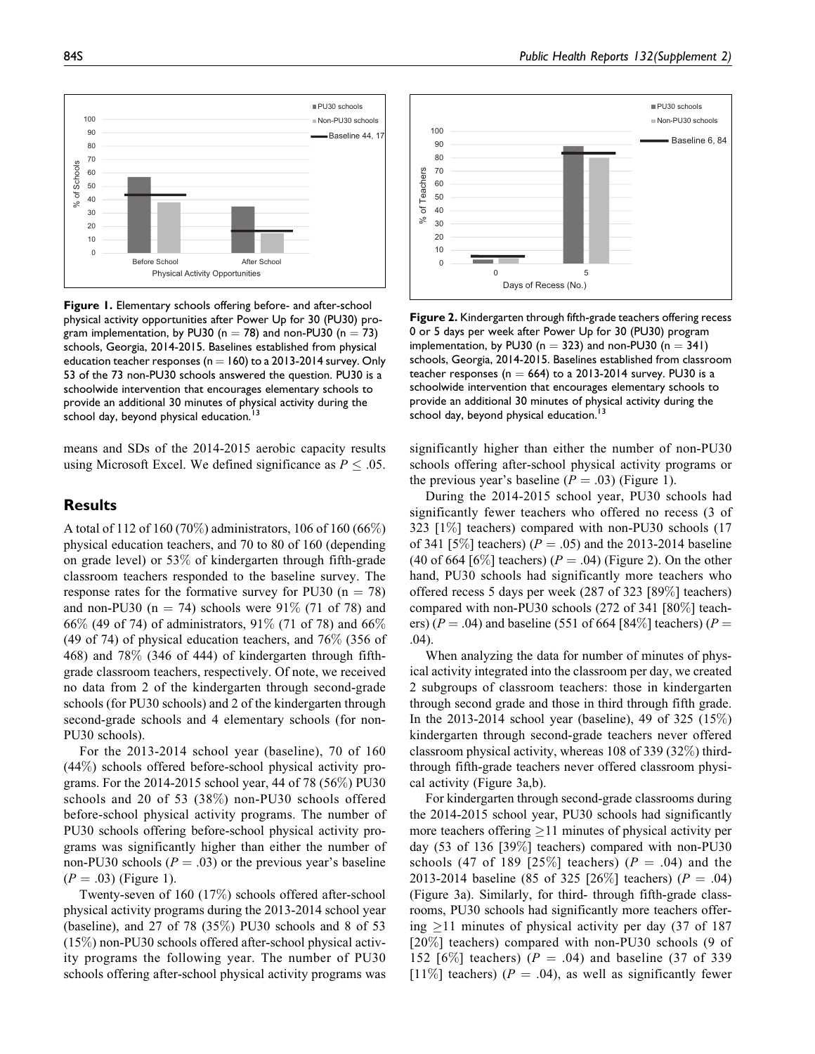**Figure 1.** Elementary schools offering before- and after-school physical activity opportunities after Power Up for 30 (PU30) program implementation, by PU30 (n = 78) and non-PU30 (n = 73) schools, Georgia, 2014-2015. Baselines established from physical education teacher responses (n = 160) to a 2013-2014 survey. Only 53 of the 73 non-PU30 schools answered the question. PU30 is a schoolwide intervention that encourages elementary schools to provide an additional 30 minutes of physical activity during the school day, beyond physical education.[13]

**Figure 2.** Kindergarten through fifth-grade teachers offering recess 0 or 5 days per week after Power Up for 30 (PU30) program implementation, by PU30 (n = 323) and non-PU30 (n = 341) schools, Georgia, 2014-2015. Baselines established from classroom teacher responses (n = 664) to a 2013-2014 survey. PU30 is a schoolwide intervention that encourages elementary schools to provide an additional 30 minutes of physical activity during the school day, beyond physical education.[13]

means and SDs of the 2014-2015 aerobic capacity results using Microsoft Excel. We defined significance as $P \leq .05$.

## Results

A total of 112 of 160 (70%) administrators, 106 of 160 (66%) physical education teachers, and 70 to 80 of 160 (depending on grade level) or 53% of kindergarten through fifth-grade classroom teachers responded to the baseline survey. The response rates for the formative survey for PU30 (n = 78) and non-PU30 (n = 74) schools were 91% (71 of 78) and 66% (49 of 74) of administrators, 91% (71 of 78) and 66% (49 of 74) of physical education teachers, and 76% (356 of 468) and 78% (346 of 444) of kindergarten through fifth-grade classroom teachers, respectively. Of note, we received no data from 2 of the kindergarten through second-grade schools (for PU30 schools) and 2 of the kindergarten through second-grade schools and 4 elementary schools (for non-PU30 schools).

For the 2013-2014 school year (baseline), 70 of 160 (44%) schools offered before-school physical activity programs. For the 2014-2015 school year, 44 of 78 (56%) PU30 schools and 20 of 53 (38%) non-PU30 schools offered before-school physical activity programs. The number of PU30 schools offering before-school physical activity programs was significantly higher than either the number of non-PU30 schools ($P = .03$) or the previous year's baseline ($P = .03$) (Figure 1).

Twenty-seven of 160 (17%) schools offered after-school physical activity programs during the 2013-2014 school year (baseline), and 27 of 78 (35%) PU30 schools and 8 of 53 (15%) non-PU30 schools offered after-school physical activity programs the following year. The number of PU30 schools offering after-school physical activity programs was significantly higher than either the number of non-PU30 schools offering after-school physical activity programs or the previous year's baseline ($P = .03$) (Figure 1).

During the 2014-2015 school year, PU30 schools had significantly fewer teachers who offered no recess (3 of 323 [1%] teachers) compared with non-PU30 schools (17 of 341 [5%] teachers) ($P = .05$) and the 2013-2014 baseline (40 of 664 [6%] teachers) ($P = .04$) (Figure 2). On the other hand, PU30 schools had significantly more teachers who offered recess 5 days per week (287 of 323 [89%] teachers) compared with non-PU30 schools (272 of 341 [80%] teachers) ($P = .04$) and baseline (551 of 664 [84%] teachers) ($P = .04$).

When analyzing the data for number of minutes of physical activity integrated into the classroom per day, we created 2 subgroups of classroom teachers: those in kindergarten through second grade and those in third through fifth grade. In the 2013-2014 school year (baseline), 49 of 325 (15%) kindergarten through second-grade teachers never offered classroom physical activity, whereas 108 of 339 (32%) third-through fifth-grade teachers never offered classroom physical activity (Figure 3a,b).

For kindergarten through second-grade classrooms during the 2014-2015 school year, PU30 schools had significantly more teachers offering ≥11 minutes of physical activity per day (53 of 136 [39%] teachers) compared with non-PU30 schools (47 of 189 [25%] teachers) ($P = .04$) and the 2013-2014 baseline (85 of 325 [26%] teachers) ($P = .04$) (Figure 3a). Similarly, for third- through fifth-grade classrooms, PU30 schools had significantly more teachers offering ≥11 minutes of physical activity per day (37 of 187 [20%] teachers) compared with non-PU30 schools (9 of 152 [6%] teachers) ($P = .04$) and baseline (37 of 339 [11%] teachers) ($P = .04$), as well as significantly fewer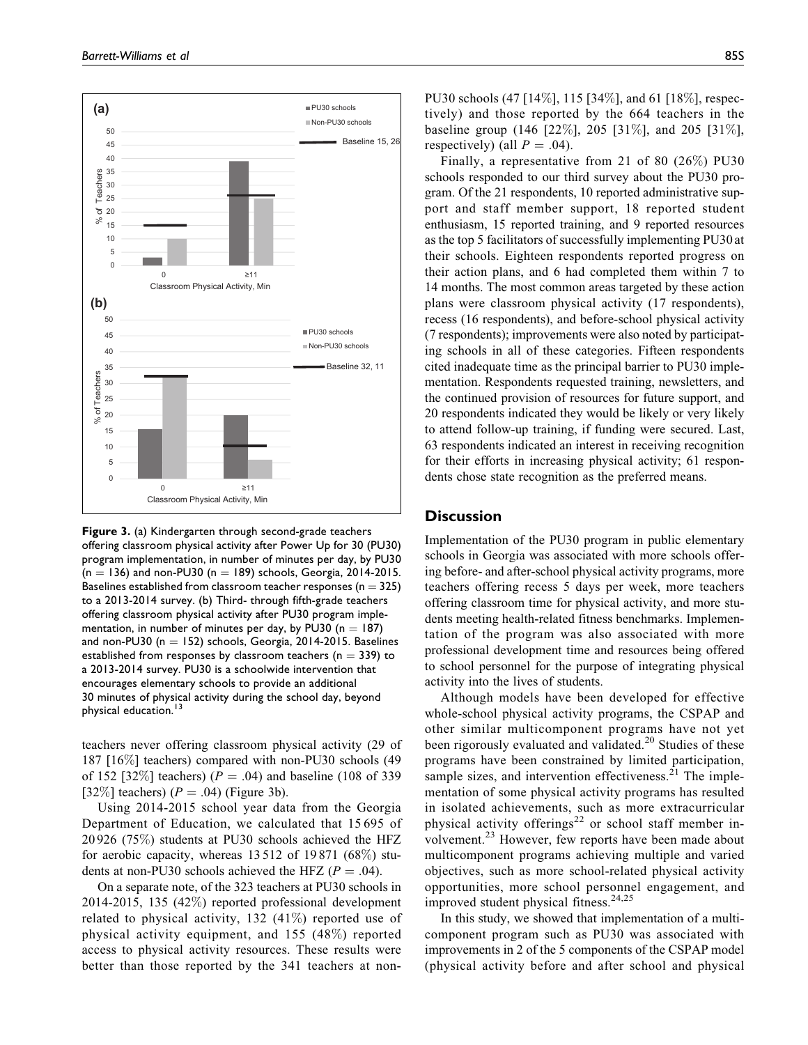**Figure 3.** (a) Kindergarten through second-grade teachers offering classroom physical activity after Power Up for 30 (PU30) program implementation, in number of minutes per day, by PU30 (n = 136) and non-PU30 (n = 189) schools, Georgia, 2014-2015. Baselines established from classroom teacher responses (n = 325) to a 2013-2014 survey. (b) Third- through fifth-grade teachers offering classroom physical activity after PU30 program implementation, in number of minutes per day, by PU30 (n = 187) and non-PU30 (n = 152) schools, Georgia, 2014-2015. Baselines established from responses by classroom teachers (n = 339) to a 2013-2014 survey. PU30 is a schoolwide intervention that encourages elementary schools to provide an additional 30 minutes of physical activity during the school day, beyond physical education.[13]

teachers never offering classroom physical activity (29 of 187 [16%] teachers) compared with non-PU30 schools (49 of 152 [32%] teachers) ($P = .04$) and baseline (108 of 339 [32%] teachers) ($P = .04$) (Figure 3b).

Using 2014-2015 school year data from the Georgia Department of Education, we calculated that 15 695 of 20 926 (75%) students at PU30 schools achieved the HFZ for aerobic capacity, whereas 13 512 of 19 871 (68%) students at non-PU30 schools achieved the HFZ ($P = .04$).

On a separate note, of the 323 teachers at PU30 schools in 2014-2015, 135 (42%) reported professional development related to physical activity, 132 (41%) reported use of physical activity equipment, and 155 (48%) reported access to physical activity resources. These results were better than those reported by the 341 teachers at non-PU30 schools (47 [14%], 115 [34%], and 61 [18%], respectively) and those reported by the 664 teachers in the baseline group (146 [22%], 205 [31%], and 205 [31%], respectively) (all $P = .04$).

Finally, a representative from 21 of 80 (26%) PU30 schools responded to our third survey about the PU30 program. Of the 21 respondents, 10 reported administrative support and staff member support, 18 reported student enthusiasm, 15 reported training, and 9 reported resources as the top 5 facilitators of successfully implementing PU30 at their schools. Eighteen respondents reported progress on their action plans, and 6 had completed them within 7 to 14 months. The most common areas targeted by these action plans were classroom physical activity (17 respondents), recess (16 respondents), and before-school physical activity (7 respondents); improvements were also noted by participating schools in all of these categories. Fifteen respondents cited inadequate time as the principal barrier to PU30 implementation. Respondents requested training, newsletters, and the continued provision of resources for future support, and 20 respondents indicated they would be likely or very likely to attend follow-up training, if funding were secured. Last, 63 respondents indicated an interest in receiving recognition for their efforts in increasing physical activity; 61 respondents chose state recognition as the preferred means.

## Discussion

Implementation of the PU30 program in public elementary schools in Georgia was associated with more schools offering before- and after-school physical activity programs, more teachers offering recess 5 days per week, more teachers offering classroom time for physical activity, and more students meeting health-related fitness benchmarks. Implementation of the program was also associated with more professional development time and resources being offered to school personnel for the purpose of integrating physical activity into the lives of students.

Although models have been developed for effective whole-school physical activity programs, the CSPAP and other similar multicomponent programs have not yet been rigorously evaluated and validated.[20] Studies of these programs have been constrained by limited participation, sample sizes, and intervention effectiveness.[21] The implementation of some physical activity programs has resulted in isolated achievements, such as more extracurricular physical activity offerings[22] or school staff member involvement.[23] However, few reports have been made about multicomponent programs achieving multiple and varied objectives, such as more school-related physical activity opportunities, more school personnel engagement, and improved student physical fitness.[24,25]

In this study, we showed that implementation of a multicomponent program such as PU30 was associated with improvements in 2 of the 5 components of the CSPAP model (physical activity before and after school and physical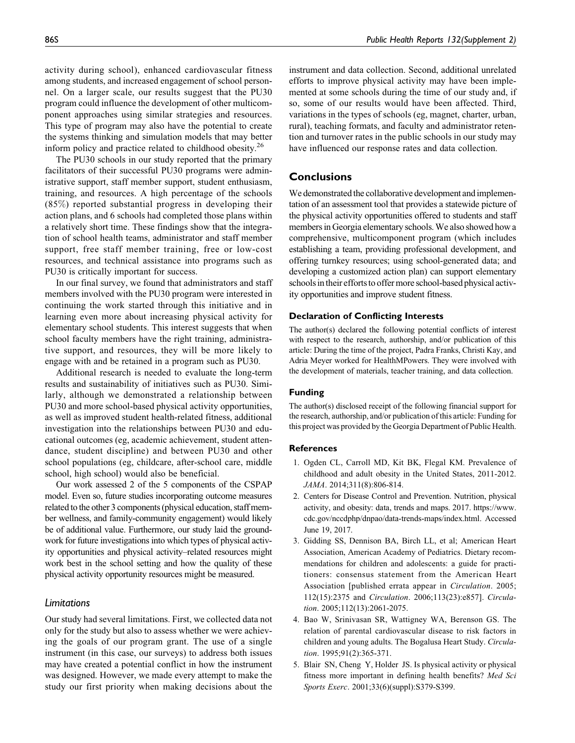activity during school), enhanced cardiovascular fitness among students, and increased engagement of school personnel. On a larger scale, our results suggest that the PU30 program could influence the development of other multicomponent approaches using similar strategies and resources. This type of program may also have the potential to create the systems thinking and simulation models that may better inform policy and practice related to childhood obesity.[26]

The PU30 schools in our study reported that the primary facilitators of their successful PU30 programs were administrative support, staff member support, student enthusiasm, training, and resources. A high percentage of the schools (85%) reported substantial progress in developing their action plans, and 6 schools had completed those plans within a relatively short time. These findings show that the integration of school health teams, administrator and staff member support, free staff member training, free or low-cost resources, and technical assistance into programs such as PU30 is critically important for success.

In our final survey, we found that administrators and staff members involved with the PU30 program were interested in continuing the work started through this initiative and in learning even more about increasing physical activity for elementary school students. This interest suggests that when school faculty members have the right training, administrative support, and resources, they will be more likely to engage with and be retained in a program such as PU30.

Additional research is needed to evaluate the long-term results and sustainability of initiatives such as PU30. Similarly, although we demonstrated a relationship between PU30 and more school-based physical activity opportunities, as well as improved student health-related fitness, additional investigation into the relationships between PU30 and educational outcomes (eg, academic achievement, student attendance, student discipline) and between PU30 and other school populations (eg, childcare, after-school care, middle school, high school) would also be beneficial.

Our work assessed 2 of the 5 components of the CSPAP model. Even so, future studies incorporating outcome measures related to the other 3 components (physical education, staff member wellness, and family-community engagement) would likely be of additional value. Furthermore, our study laid the groundwork for future investigations into which types of physical activity opportunities and physical activity–related resources might work best in the school setting and how the quality of these physical activity opportunity resources might be measured.

### *Limitations*

Our study had several limitations. First, we collected data not only for the study but also to assess whether we were achieving the goals of our program grant. The use of a single instrument (in this case, our surveys) to address both issues may have created a potential conflict in how the instrument was designed. However, we made every attempt to make the study our first priority when making decisions about the instrument and data collection. Second, additional unrelated efforts to improve physical activity may have been implemented at some schools during the time of our study and, if so, some of our results would have been affected. Third, variations in the types of schools (eg, magnet, charter, urban, rural), teaching formats, and faculty and administrator retention and turnover rates in the public schools in our study may have influenced our response rates and data collection.

## Conclusions

We demonstrated the collaborative development and implementation of an assessment tool that provides a statewide picture of the physical activity opportunities offered to students and staff members in Georgia elementary schools. We also showed how a comprehensive, multicomponent program (which includes establishing a team, providing professional development, and offering turnkey resources; using school-generated data; and developing a customized action plan) can support elementary schools in their efforts to offer more school-based physical activity opportunities and improve student fitness.

### Declaration of Conflicting Interests

The author(s) declared the following potential conflicts of interest with respect to the research, authorship, and/or publication of this article: During the time of the project, Padra Franks, Christi Kay, and Adria Meyer worked for HealthMPowers. They were involved with the development of materials, teacher training, and data collection.

### Funding

The author(s) disclosed receipt of the following financial support for the research, authorship, and/or publication of this article: Funding for this project was provided by the Georgia Department of Public Health.

### References

1. Ogden CL, Carroll MD, Kit BK, Flegal KM. Prevalence of childhood and adult obesity in the United States, 2011-2012. *JAMA*. 2014;311(8):806-814.
2. Centers for Disease Control and Prevention. Nutrition, physical activity, and obesity: data, trends and maps. 2017. https://www.cdc.gov/nccdphp/dnpao/data-trends-maps/index.html. Accessed June 19, 2017.
3. Gidding SS, Dennison BA, Birch LL, et al; American Heart Association, American Academy of Pediatrics. Dietary recommendations for children and adolescents: a guide for practitioners: consensus statement from the American Heart Association [published errata appear in *Circulation*. 2005; 112(15):2375 and *Circulation*. 2006;113(23):e857]. *Circulation*. 2005;112(13):2061-2075.
4. Bao W, Srinivasan SR, Wattigney WA, Berenson GS. The relation of parental cardiovascular disease to risk factors in children and young adults. The Bogalusa Heart Study. *Circulation*. 1995;91(2):365-371.
5. Blair SN, Cheng Y, Holder JS. Is physical activity or physical fitness more important in defining health benefits? *Med Sci Sports Exerc*. 2001;33(6)(suppl):S379-S399.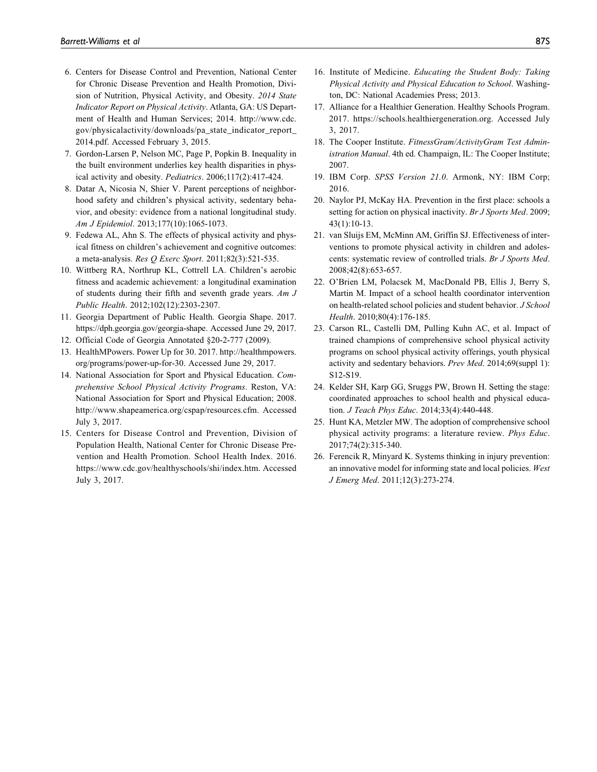6. Centers for Disease Control and Prevention, National Center for Chronic Disease Prevention and Health Promotion, Division of Nutrition, Physical Activity, and Obesity. *2014 State Indicator Report on Physical Activity*. Atlanta, GA: US Department of Health and Human Services; 2014. http://www.cdc.gov/physicalactivity/downloads/pa_state_indicator_report_2014.pdf. Accessed February 3, 2015.
7. Gordon-Larsen P, Nelson MC, Page P, Popkin B. Inequality in the built environment underlies key health disparities in physical activity and obesity. *Pediatrics*. 2006;117(2):417-424.
8. Datar A, Nicosia N, Shier V. Parent perceptions of neighborhood safety and children's physical activity, sedentary behavior, and obesity: evidence from a national longitudinal study. *Am J Epidemiol*. 2013;177(10):1065-1073.
9. Fedewa AL, Ahn S. The effects of physical activity and physical fitness on children's achievement and cognitive outcomes: a meta-analysis. *Res Q Exerc Sport*. 2011;82(3):521-535.
10. Wittberg RA, Northrup KL, Cottrell LA. Children's aerobic fitness and academic achievement: a longitudinal examination of students during their fifth and seventh grade years. *Am J Public Health*. 2012;102(12):2303-2307.
11. Georgia Department of Public Health. Georgia Shape. 2017. https://dph.georgia.gov/georgia-shape. Accessed June 29, 2017.
12. Official Code of Georgia Annotated §20-2-777 (2009).
13. HealthMPowers. Power Up for 30. 2017. http://healthmpowers.org/programs/power-up-for-30. Accessed June 29, 2017.
14. National Association for Sport and Physical Education. *Comprehensive School Physical Activity Programs*. Reston, VA: National Association for Sport and Physical Education; 2008. http://www.shapeamerica.org/cspap/resources.cfm. Accessed July 3, 2017.
15. Centers for Disease Control and Prevention, Division of Population Health, National Center for Chronic Disease Prevention and Health Promotion. School Health Index. 2016. https://www.cdc.gov/healthyschools/shi/index.htm. Accessed July 3, 2017.
16. Institute of Medicine. *Educating the Student Body: Taking Physical Activity and Physical Education to School*. Washington, DC: National Academies Press; 2013.
17. Alliance for a Healthier Generation. Healthy Schools Program. 2017. https://schools.healthiergeneration.org. Accessed July 3, 2017.
18. The Cooper Institute. *FitnessGram/ActivityGram Test Administration Manual*. 4th ed. Champaign, IL: The Cooper Institute; 2007.
19. IBM Corp. *SPSS Version 21.0*. Armonk, NY: IBM Corp; 2016.
20. Naylor PJ, McKay HA. Prevention in the first place: schools a setting for action on physical inactivity. *Br J Sports Med*. 2009;43(1):10-13.
21. van Sluijs EM, McMinn AM, Griffin SJ. Effectiveness of interventions to promote physical activity in children and adolescents: systematic review of controlled trials. *Br J Sports Med*. 2008;42(8):653-657.
22. O'Brien LM, Polacsek M, MacDonald PB, Ellis J, Berry S, Martin M. Impact of a school health coordinator intervention on health-related school policies and student behavior. *J School Health*. 2010;80(4):176-185.
23. Carson RL, Castelli DM, Pulling Kuhn AC, et al. Impact of trained champions of comprehensive school physical activity programs on school physical activity offerings, youth physical activity and sedentary behaviors. *Prev Med*. 2014;69(suppl 1):S12-S19.
24. Kelder SH, Karp GG, Sruggs PW, Brown H. Setting the stage: coordinated approaches to school health and physical education. *J Teach Phys Educ*. 2014;33(4):440-448.
25. Hunt KA, Metzler MW. The adoption of comprehensive school physical activity programs: a literature review. *Phys Educ*. 2017;74(2):315-340.
26. Ferencik R, Minyard K. Systems thinking in injury prevention: an innovative model for informing state and local policies. *West J Emerg Med*. 2011;12(3):273-274.